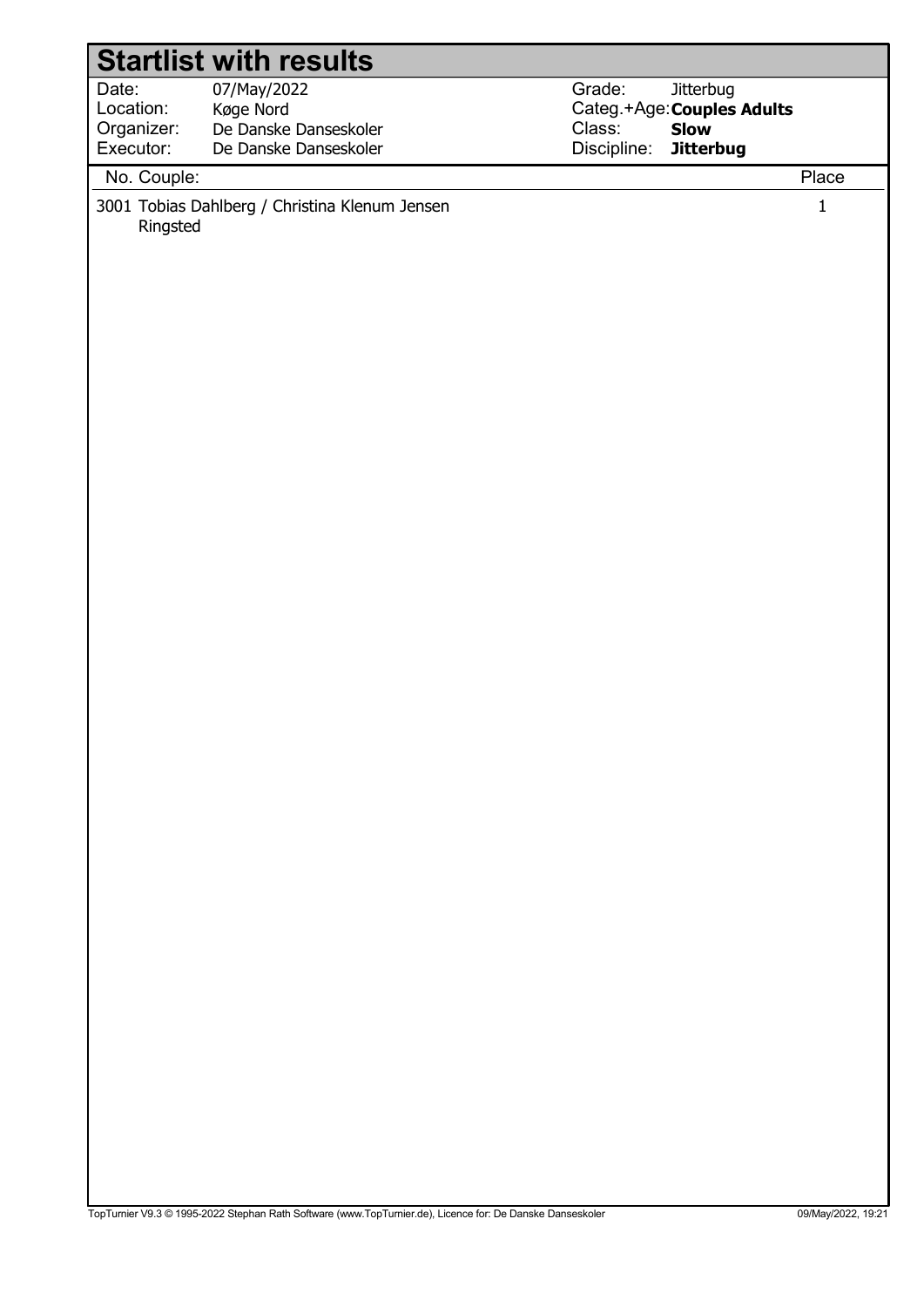# Startlist with results

| | | | |
|---|---|---|---|
| Date: | 07/May/2022 | Grade: | Jitterbug |
| Location: | Køge Nord | Categ.+Age: | **Couples Adults** |
| Organizer: | De Danske Danseskoler | Class: | **Slow** |
| Executor: | De Danske Danseskoler | Discipline: | **Jitterbug** |

| No. | Couple: | Place |
|---|---|---|
| 3001 | Tobias Dahlberg / Christina Klenum Jensen<br>Ringsted | 1 |

TopTurnier V9.3 © 1995-2022 Stephan Rath Software (www.TopTurnier.de), Licence for: De Danske Danseskoler — 09/May/2022, 19:21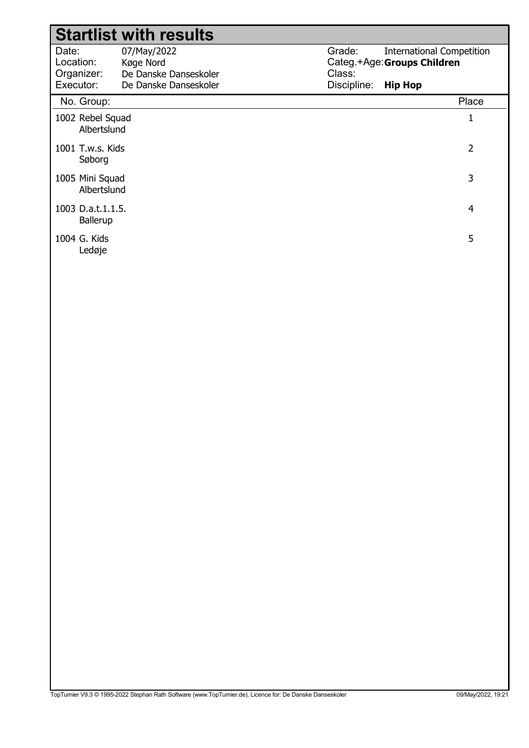# Startlist with results

| | | | |
|---|---|---|---|
| Date: | 07/May/2022 | Grade: | International Competition |
| Location: | Køge Nord | Categ.+Age: | **Groups Children** |
| Organizer: | De Danske Danseskoler | Class: | |
| Executor: | De Danske Danseskoler | Discipline: | **Hip Hop** |

| No. | Group: | Place |
|---|---|---|
| 1002 | Rebel Squad<br>Albertslund | 1 |
| 1001 | T.w.s. Kids<br>Søborg | 2 |
| 1005 | Mini Squad<br>Albertslund | 3 |
| 1003 | D.a.t.1.1.5.<br>Ballerup | 4 |
| 1004 | G. Kids<br>Ledøje | 5 |

TopTurnier V9.3 © 1995-2022 Stephan Rath Software (www.TopTurnier.de), Licence for: De Danske Danseskoler — 09/May/2022, 19:21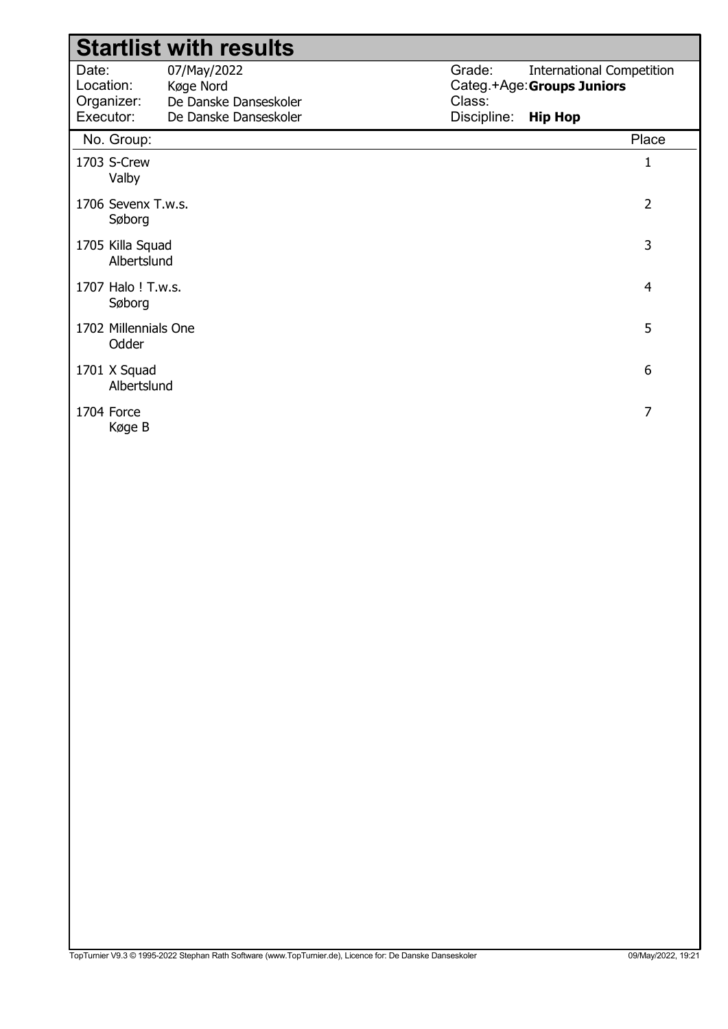# Startlist with results

| | | | |
|---|---|---|---|
| Date: | 07/May/2022 | Grade: | International Competition |
| Location: | Køge Nord | Categ.+Age: | **Groups Juniors** |
| Organizer: | De Danske Danseskoler | Class: | |
| Executor: | De Danske Danseskoler | Discipline: | **Hip Hop** |

| No. | Group: | Place |
|---|---|---|
| 1703 | S-Crew<br>Valby | 1 |
| 1706 | Sevenx T.w.s.<br>Søborg | 2 |
| 1705 | Killa Squad<br>Albertslund | 3 |
| 1707 | Halo ! T.w.s.<br>Søborg | 4 |
| 1702 | Millennials One<br>Odder | 5 |
| 1701 | X Squad<br>Albertslund | 6 |
| 1704 | Force<br>Køge B | 7 |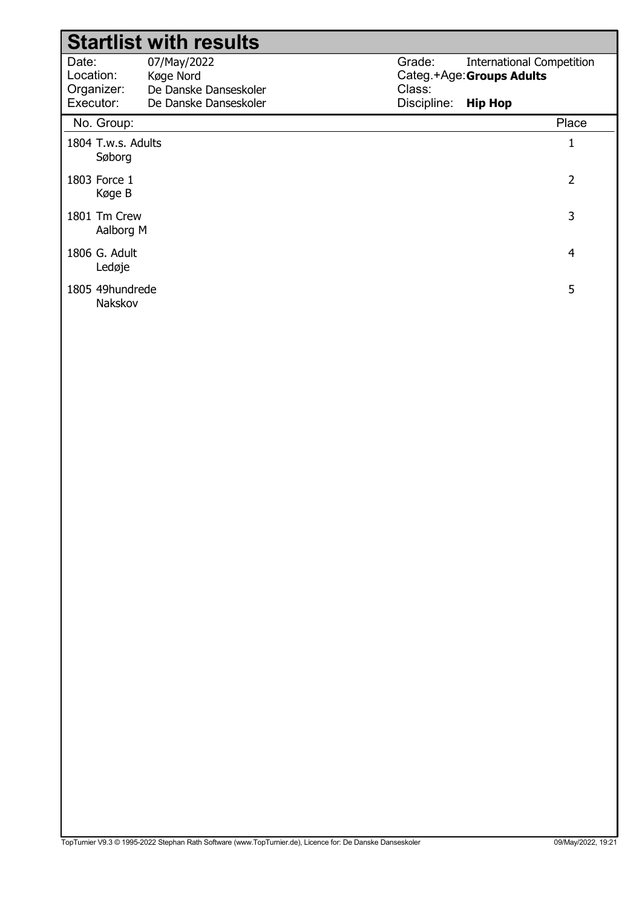# Startlist with results

| | | | |
|---|---|---|---|
| Date: | 07/May/2022 | Grade: | International Competition |
| Location: | Køge Nord | Categ.+Age: | **Groups Adults** |
| Organizer: | De Danske Danseskoler | Class: | |
| Executor: | De Danske Danseskoler | Discipline: | **Hip Hop** |

| No. | Group: | Place |
|---|---|---|
| 1804 | T.w.s. Adults<br>Søborg | 1 |
| 1803 | Force 1<br>Køge B | 2 |
| 1801 | Tm Crew<br>Aalborg M | 3 |
| 1806 | G. Adult<br>Ledøje | 4 |
| 1805 | 49hundrede<br>Nakskov | 5 |

TopTurnier V9.3 © 1995-2022 Stephan Rath Software (www.TopTurnier.de), Licence for: De Danske Danseskoler 09/May/2022, 19:21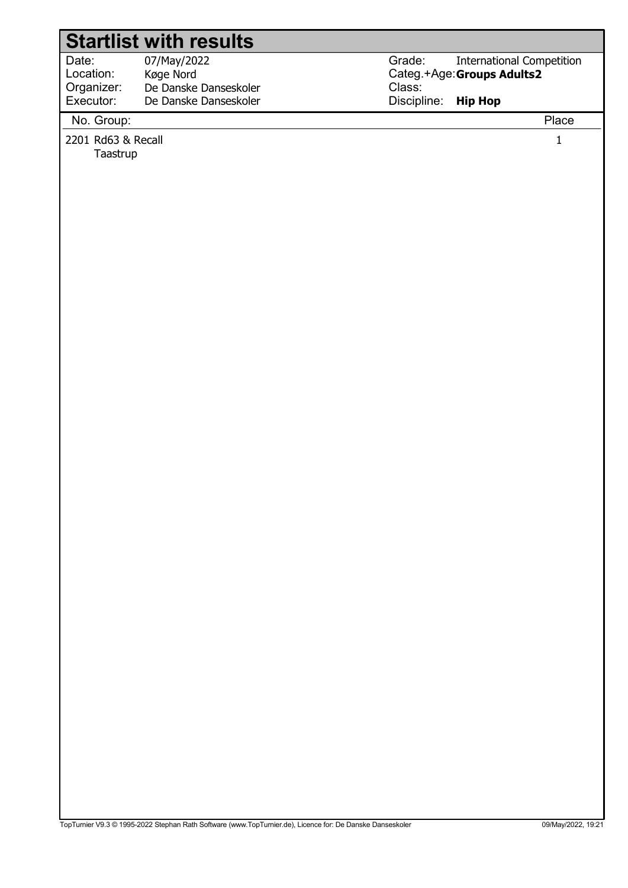# Startlist with results

| | | | |
|---|---|---|---|
| Date: | 07/May/2022 | Grade: | International Competition |
| Location: | Køge Nord | Categ.+Age: | **Groups Adults2** |
| Organizer: | De Danske Danseskoler | Class: | |
| Executor: | De Danske Danseskoler | Discipline: | **Hip Hop** |

| No. | Group: | Place |
|---|---|---|
| 2201 | Rd63 & Recall<br>Taastrup | 1 |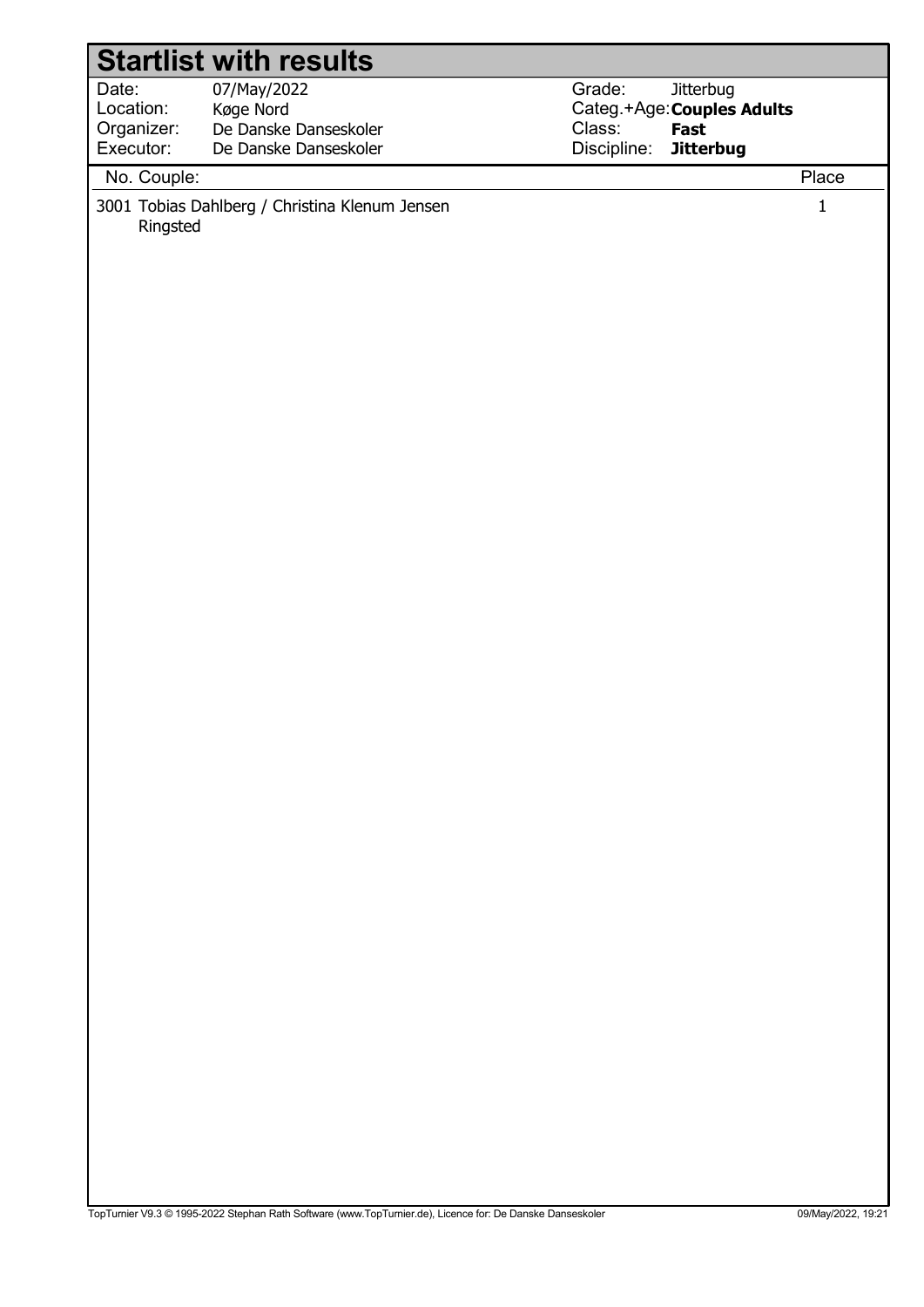# Startlist with results

| | | | |
|---|---|---|---|
| Date: | 07/May/2022 | Grade: | Jitterbug |
| Location: | Køge Nord | Categ.+Age: | **Couples Adults** |
| Organizer: | De Danske Danseskoler | Class: | **Fast** |
| Executor: | De Danske Danseskoler | Discipline: | **Jitterbug** |

| No. | Couple: | Place |
|---|---|---|
| 3001 | Tobias Dahlberg / Christina Klenum Jensen<br>Ringsted | 1 |

TopTurnier V9.3 © 1995-2022 Stephan Rath Software (www.TopTurnier.de), Licence for: De Danske Danseskoler 09/May/2022, 19:21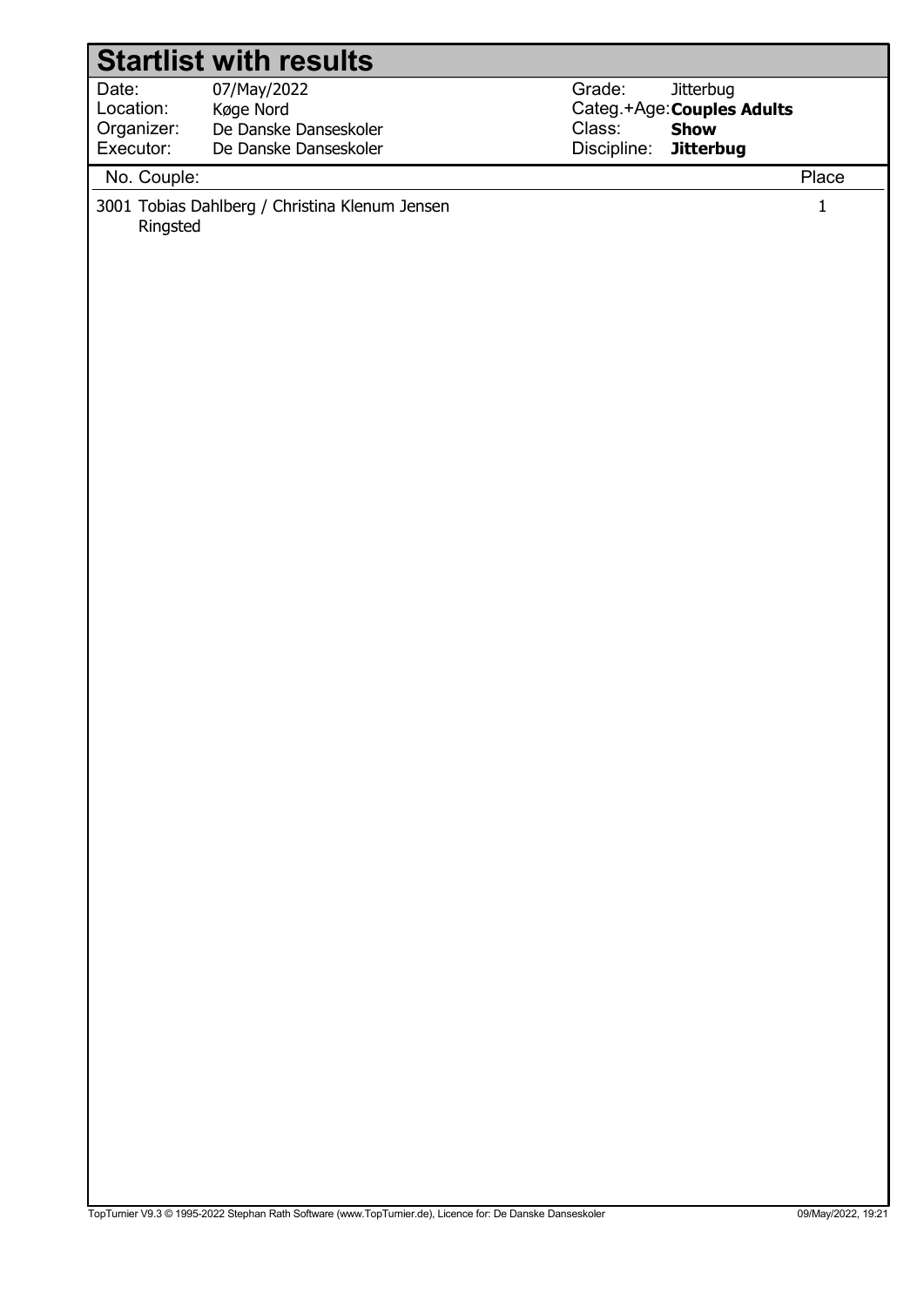# Startlist with results

| | | | |
|---|---|---|---|
| Date: | 07/May/2022 | Grade: | Jitterbug |
| Location: | Køge Nord | Categ.+Age: | **Couples Adults** |
| Organizer: | De Danske Danseskoler | Class: | **Show** |
| Executor: | De Danske Danseskoler | Discipline: | **Jitterbug** |

| No. | Couple: | Place |
|---|---|---|
| 3001 | Tobias Dahlberg / Christina Klenum Jensen<br>Ringsted | 1 |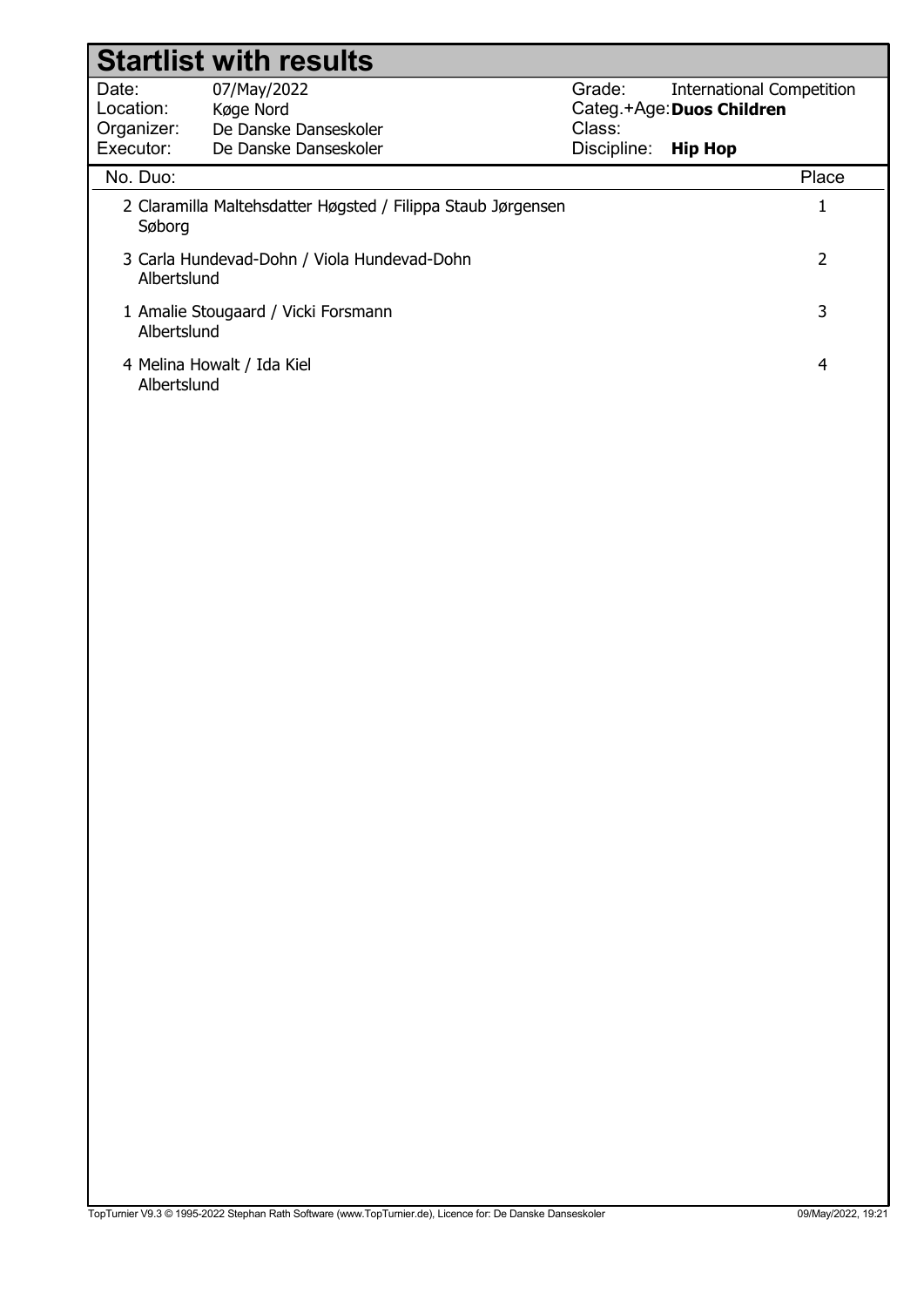# Startlist with results

| | | | |
|---|---|---|---|
| Date: | 07/May/2022 | Grade: | International Competition |
| Location: | Køge Nord | Categ.+Age: | **Duos Children** |
| Organizer: | De Danske Danseskoler | Class: | |
| Executor: | De Danske Danseskoler | Discipline: | **Hip Hop** |

| No. | Duo: | Place |
|---|---|---|
| 2 | Claramilla Maltehsdatter Høgsted / Filippa Staub Jørgensen<br>Søborg | 1 |
| 3 | Carla Hundevad-Dohn / Viola Hundevad-Dohn<br>Albertslund | 2 |
| 1 | Amalie Stougaard / Vicki Forsmann<br>Albertslund | 3 |
| 4 | Melina Howalt / Ida Kiel<br>Albertslund | 4 |

TopTurnier V9.3 © 1995-2022 Stephan Rath Software (www.TopTurnier.de), Licence for: De Danske Danseskoler 09/May/2022, 19:21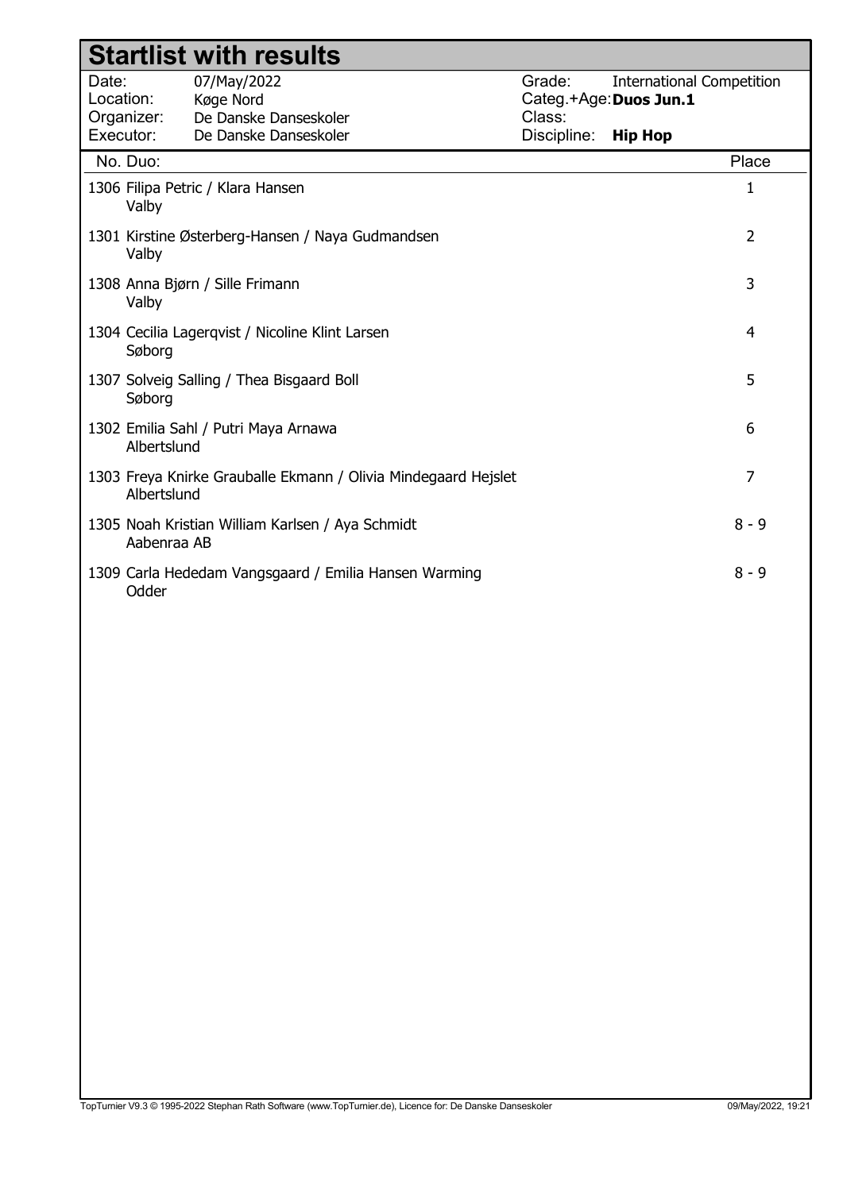# Startlist with results

| | | | |
|---|---|---|---|
| Date: | 07/May/2022 | Grade: | International Competition |
| Location: | Køge Nord | Categ.+Age: | **Duos Jun.1** |
| Organizer: | De Danske Danseskoler | Class: | |
| Executor: | De Danske Danseskoler | Discipline: | **Hip Hop** |

| No. | Duo | Place |
|---|---|---|
| 1306 | Filipa Petric / Klara Hansen<br>Valby | 1 |
| 1301 | Kirstine Østerberg-Hansen / Naya Gudmandsen<br>Valby | 2 |
| 1308 | Anna Bjørn / Sille Frimann<br>Valby | 3 |
| 1304 | Cecilia Lagerqvist / Nicoline Klint Larsen<br>Søborg | 4 |
| 1307 | Solveig Salling / Thea Bisgaard Boll<br>Søborg | 5 |
| 1302 | Emilia Sahl / Putri Maya Arnawa<br>Albertslund | 6 |
| 1303 | Freya Knirke Grauballe Ekmann / Olivia Mindegaard Hejslet<br>Albertslund | 7 |
| 1305 | Noah Kristian William Karlsen / Aya Schmidt<br>Aabenraa AB | 8 - 9 |
| 1309 | Carla Hededam Vangsgaard / Emilia Hansen Warming<br>Odder | 8 - 9 |

TopTurnier V9.3 © 1995-2022 Stephan Rath Software (www.TopTurnier.de), Licence for: De Danske Danseskoler 09/May/2022, 19:21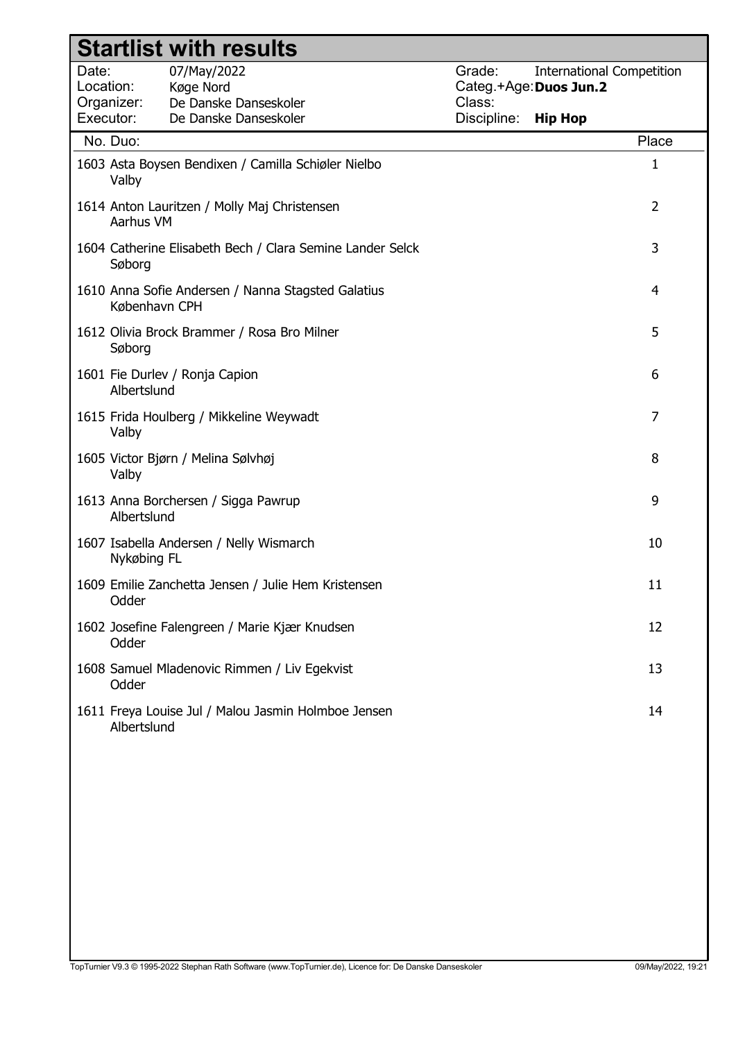# Startlist with results

| | | | |
|---|---|---|---|
| Date: | 07/May/2022 | Grade: | International Competition |
| Location: | Køge Nord | Categ.+Age: | **Duos Jun.2** |
| Organizer: | De Danske Danseskoler | Class: | |
| Executor: | De Danske Danseskoler | Discipline: | **Hip Hop** |

| No. | Duo: | Place |
|---|---|---|
| 1603 | Asta Boysen Bendixen / Camilla Schiøler Nielbo<br>Valby | 1 |
| 1614 | Anton Lauritzen / Molly Maj Christensen<br>Aarhus VM | 2 |
| 1604 | Catherine Elisabeth Bech / Clara Semine Lander Selck<br>Søborg | 3 |
| 1610 | Anna Sofie Andersen / Nanna Stagsted Galatius<br>København CPH | 4 |
| 1612 | Olivia Brock Brammer / Rosa Bro Milner<br>Søborg | 5 |
| 1601 | Fie Durlev / Ronja Capion<br>Albertslund | 6 |
| 1615 | Frida Houlberg / Mikkeline Weywadt<br>Valby | 7 |
| 1605 | Victor Bjørn / Melina Sølvhøj<br>Valby | 8 |
| 1613 | Anna Borchersen / Sigga Pawrup<br>Albertslund | 9 |
| 1607 | Isabella Andersen / Nelly Wismarch<br>Nykøbing FL | 10 |
| 1609 | Emilie Zanchetta Jensen / Julie Hem Kristensen<br>Odder | 11 |
| 1602 | Josefine Falengreen / Marie Kjær Knudsen<br>Odder | 12 |
| 1608 | Samuel Mladenovic Rimmen / Liv Egekvist<br>Odder | 13 |
| 1611 | Freya Louise Jul / Malou Jasmin Holmboe Jensen<br>Albertslund | 14 |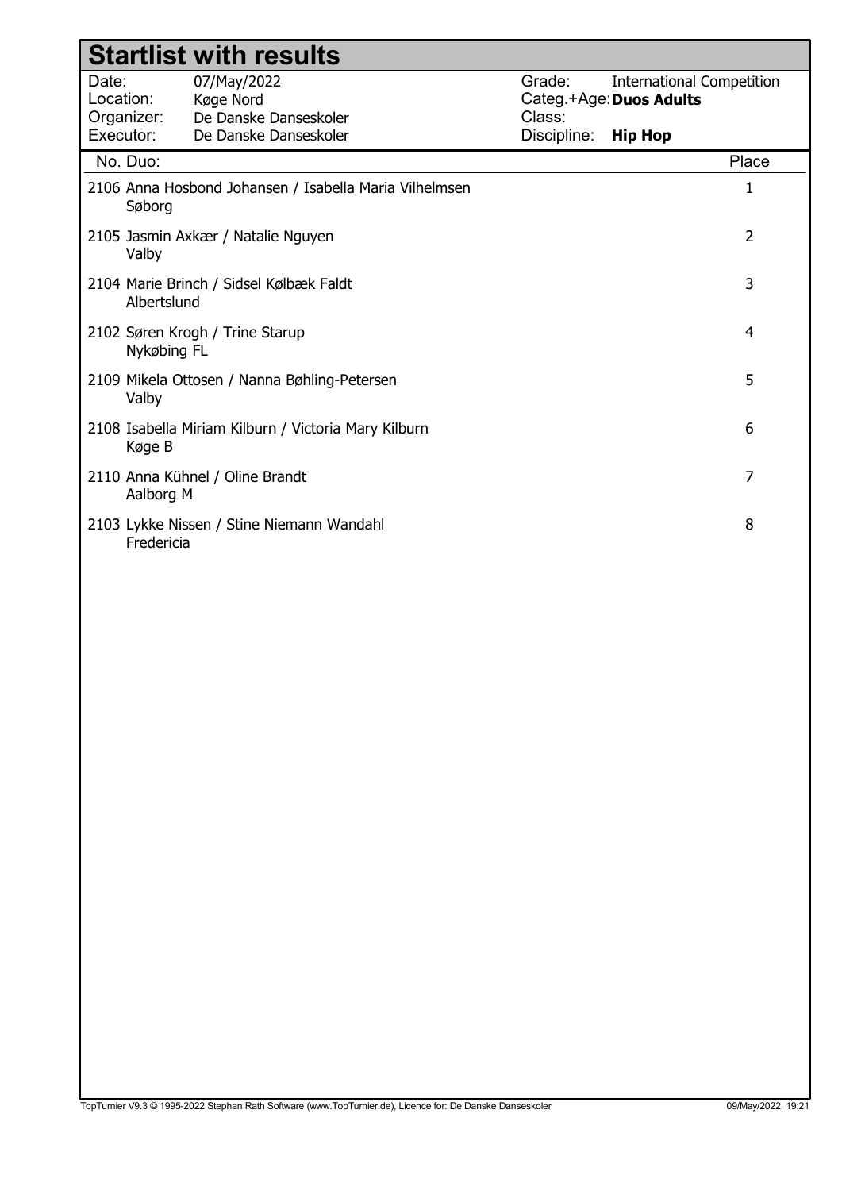# Startlist with results

| | | | |
|---|---|---|---|
| Date: | 07/May/2022 | Grade: | International Competition |
| Location: | Køge Nord | Categ.+Age: | **Duos Adults** |
| Organizer: | De Danske Danseskoler | Class: | |
| Executor: | De Danske Danseskoler | Discipline: | **Hip Hop** |

| No. | Duo: | Place |
|---|---|---|
| 2106 | Anna Hosbond Johansen / Isabella Maria Vilhelmsen<br>Søborg | 1 |
| 2105 | Jasmin Axkær / Natalie Nguyen<br>Valby | 2 |
| 2104 | Marie Brinch / Sidsel Kølbæk Faldt<br>Albertslund | 3 |
| 2102 | Søren Krogh / Trine Starup<br>Nykøbing FL | 4 |
| 2109 | Mikela Ottosen / Nanna Bøhling-Petersen<br>Valby | 5 |
| 2108 | Isabella Miriam Kilburn / Victoria Mary Kilburn<br>Køge B | 6 |
| 2110 | Anna Kühnel / Oline Brandt<br>Aalborg M | 7 |
| 2103 | Lykke Nissen / Stine Niemann Wandahl<br>Fredericia | 8 |

TopTurnier V9.3 © 1995-2022 Stephan Rath Software (www.TopTurnier.de), Licence for: De Danske Danseskoler 09/May/2022, 19:21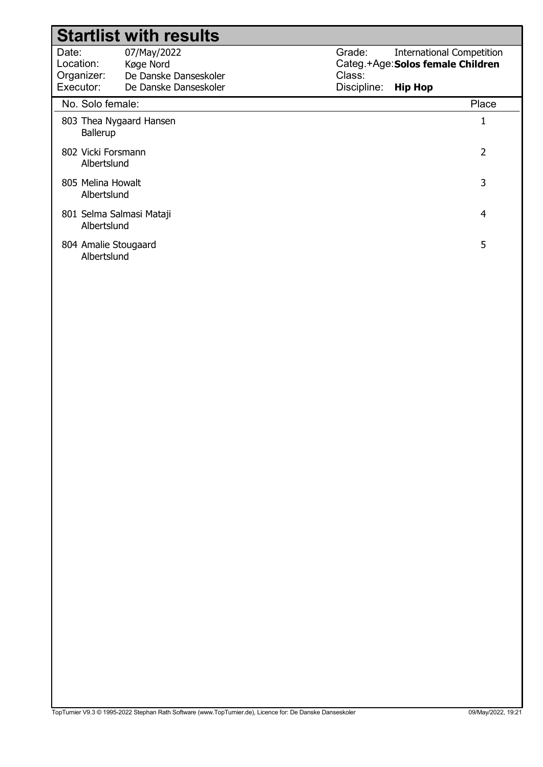# Startlist with results

| | | | |
|---|---|---|---|
| Date: | 07/May/2022 | Grade: | International Competition |
| Location: | Køge Nord | Categ.+Age: | **Solos female Children** |
| Organizer: | De Danske Danseskoler | Class: | |
| Executor: | De Danske Danseskoler | Discipline: | **Hip Hop** |

| No. Solo female: | Place |
|---|---|
| 803 Thea Nygaard Hansen<br>Ballerup | 1 |
| 802 Vicki Forsmann<br>Albertslund | 2 |
| 805 Melina Howalt<br>Albertslund | 3 |
| 801 Selma Salmasi Mataji<br>Albertslund | 4 |
| 804 Amalie Stougaard<br>Albertslund | 5 |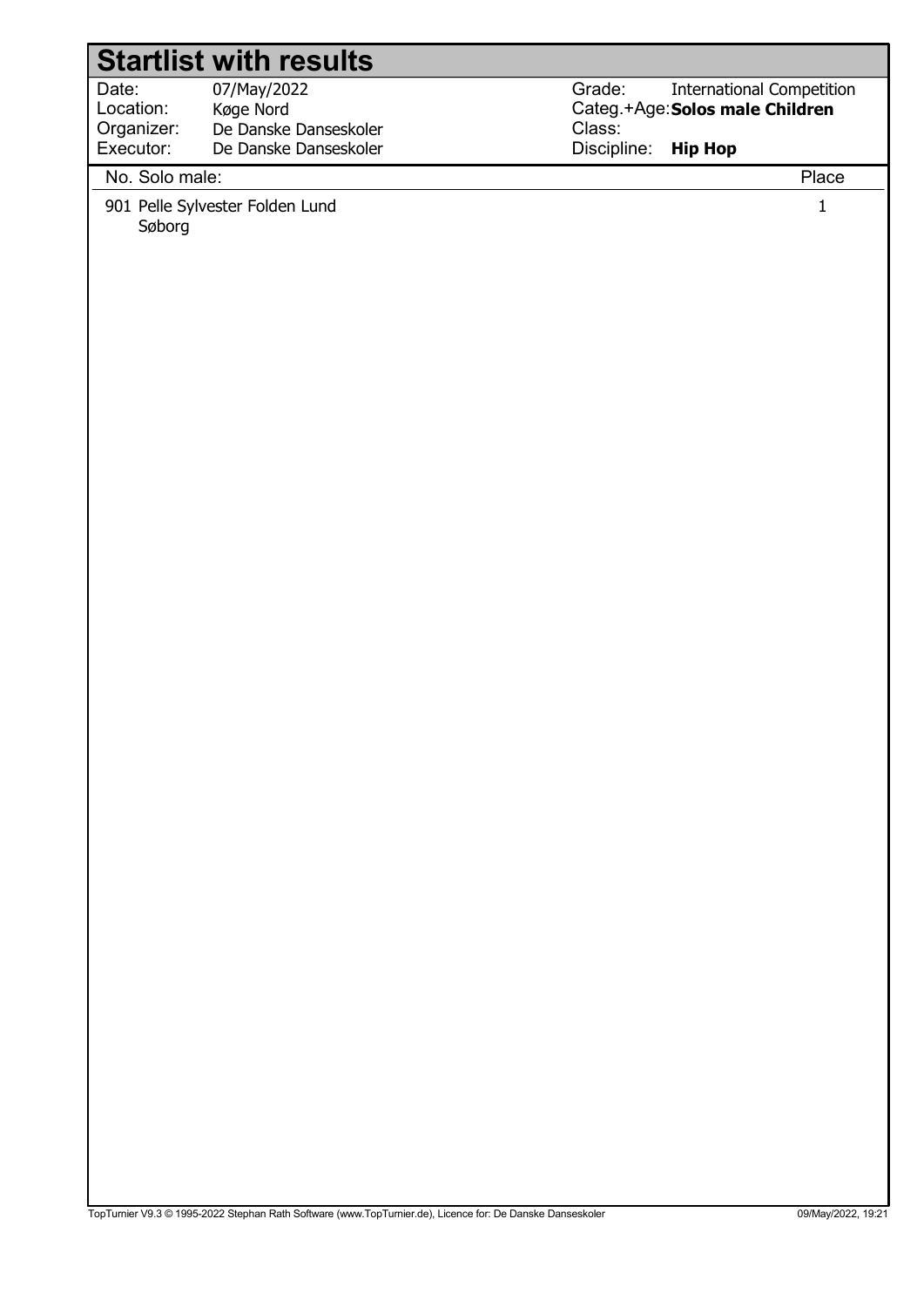# Startlist with results

| | | | |
|---|---|---|---|
| Date: | 07/May/2022 | Grade: | International Competition |
| Location: | Køge Nord | Categ.+Age: | **Solos male Children** |
| Organizer: | De Danske Danseskoler | Class: | |
| Executor: | De Danske Danseskoler | Discipline: | **Hip Hop** |

| No. Solo male: | Place |
|---|---|
| 901 Pelle Sylvester Folden Lund<br>Søborg | 1 |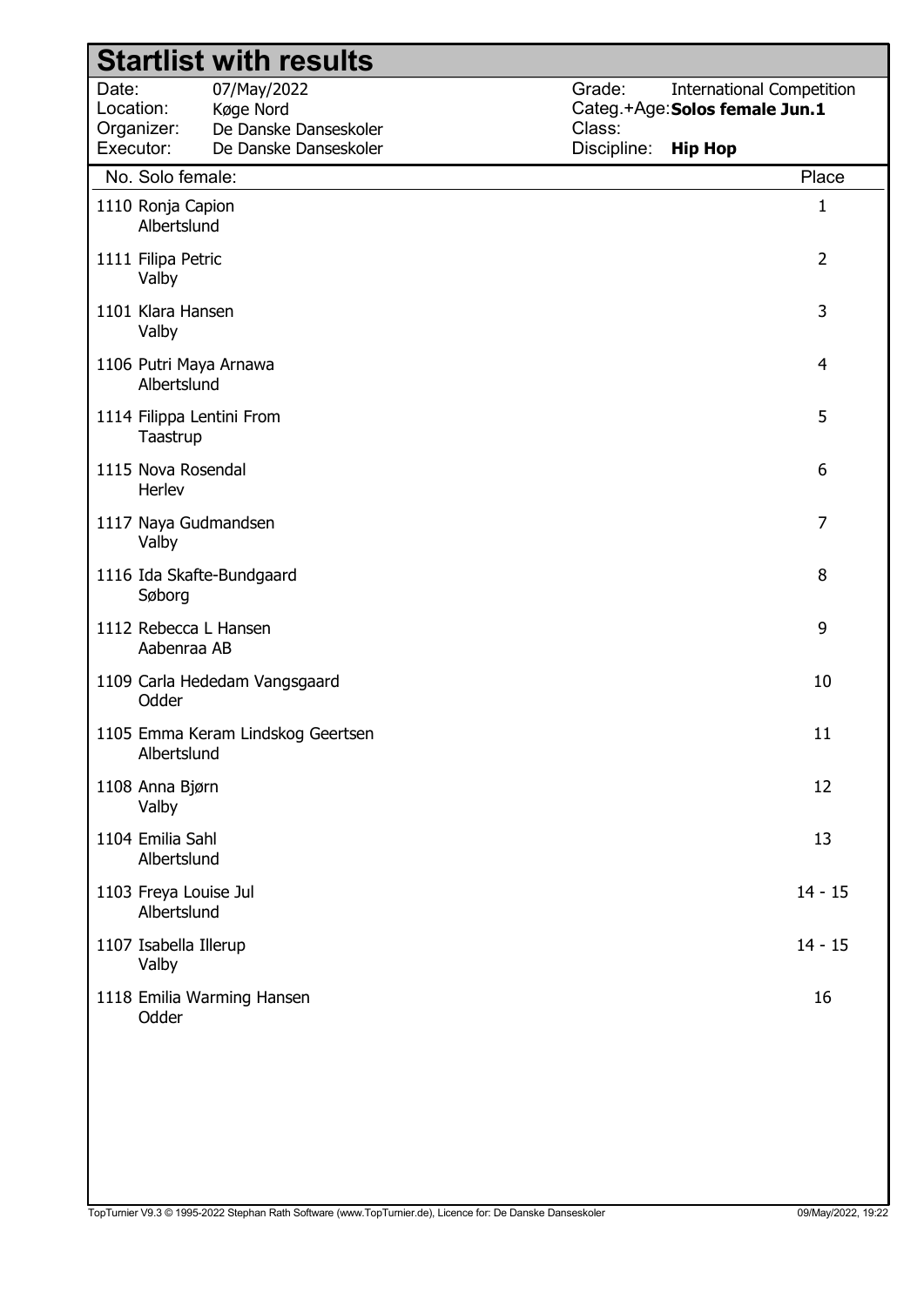# Startlist with results

| | | | |
|---|---|---|---|
| Date: | 07/May/2022 | Grade: | International Competition |
| Location: | Køge Nord | Categ.+Age: | **Solos female Jun.1** |
| Organizer: | De Danske Danseskoler | Class: | |
| Executor: | De Danske Danseskoler | Discipline: | **Hip Hop** |

| No. | Solo female: | Place |
|---|---|---|
| 1110 | Ronja Capion<br>Albertslund | 1 |
| 1111 | Filipa Petric<br>Valby | 2 |
| 1101 | Klara Hansen<br>Valby | 3 |
| 1106 | Putri Maya Arnawa<br>Albertslund | 4 |
| 1114 | Filippa Lentini From<br>Taastrup | 5 |
| 1115 | Nova Rosendal<br>Herlev | 6 |
| 1117 | Naya Gudmandsen<br>Valby | 7 |
| 1116 | Ida Skafte-Bundgaard<br>Søborg | 8 |
| 1112 | Rebecca L Hansen<br>Aabenraa AB | 9 |
| 1109 | Carla Hededam Vangsgaard<br>Odder | 10 |
| 1105 | Emma Keram Lindskog Geertsen<br>Albertslund | 11 |
| 1108 | Anna Bjørn<br>Valby | 12 |
| 1104 | Emilia Sahl<br>Albertslund | 13 |
| 1103 | Freya Louise Jul<br>Albertslund | 14 - 15 |
| 1107 | Isabella Illerup<br>Valby | 14 - 15 |
| 1118 | Emilia Warming Hansen<br>Odder | 16 |

TopTurnier V9.3 © 1995-2022 Stephan Rath Software (www.TopTurnier.de), Licence for: De Danske Danseskoler 09/May/2022, 19:22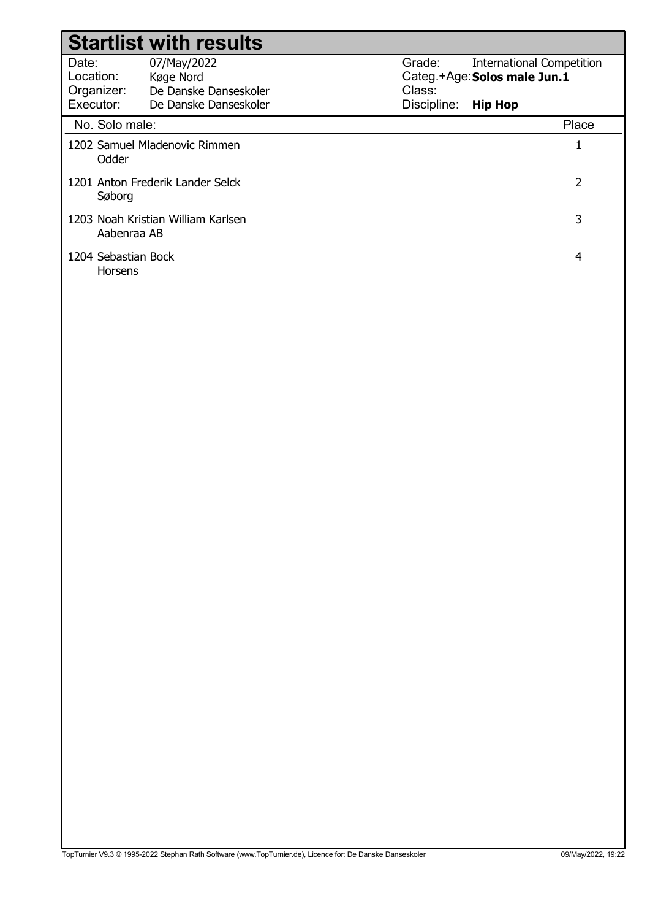# Startlist with results

| | | | |
|---|---|---|---|
| Date: | 07/May/2022 | Grade: | International Competition |
| Location: | Køge Nord | Categ.+Age: | **Solos male Jun.1** |
| Organizer: | De Danske Danseskoler | Class: | |
| Executor: | De Danske Danseskoler | Discipline: | **Hip Hop** |

| No. | Solo male: | Place |
|---|---|---|
| 1202 | Samuel Mladenovic Rimmen<br>Odder | 1 |
| 1201 | Anton Frederik Lander Selck<br>Søborg | 2 |
| 1203 | Noah Kristian William Karlsen<br>Aabenraa AB | 3 |
| 1204 | Sebastian Bock<br>Horsens | 4 |

TopTurnier V9.3 © 1995-2022 Stephan Rath Software (www.TopTurnier.de), Licence for: De Danske Danseskoler 09/May/2022, 19:22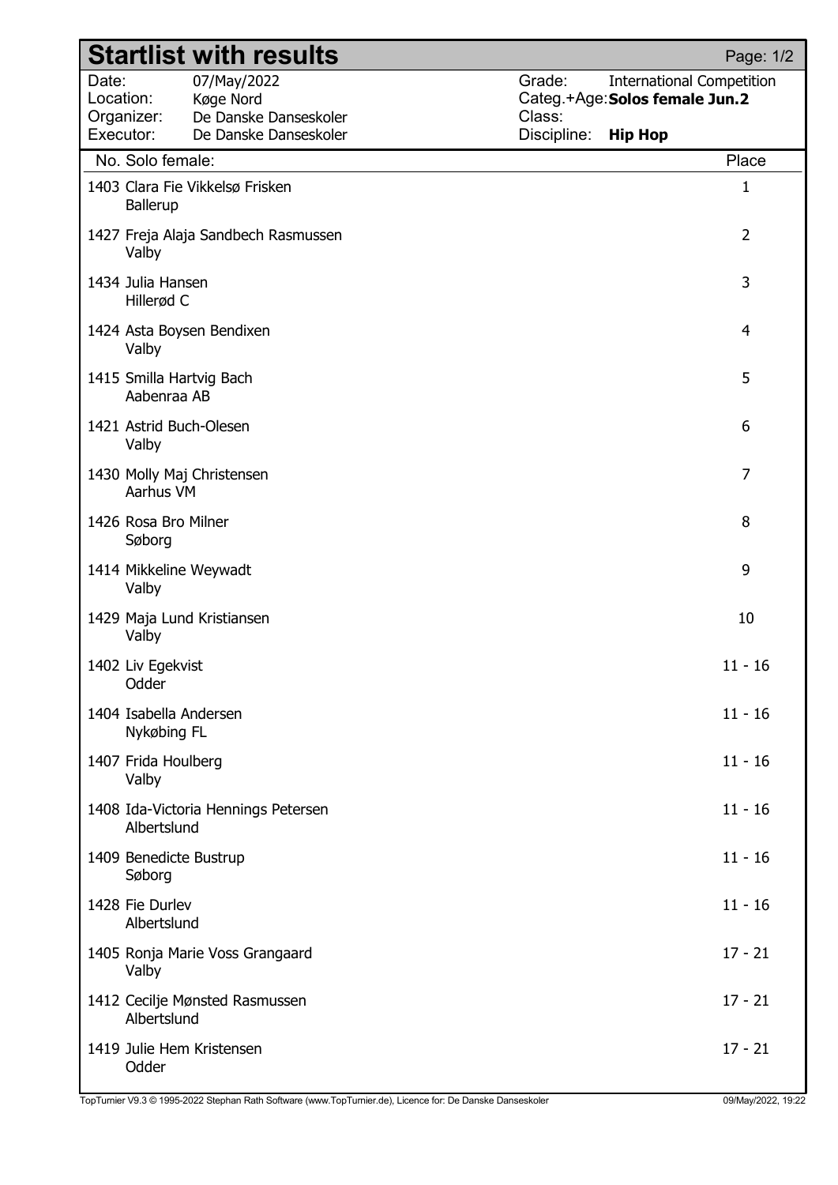# Startlist with results

Page: 1/2

| | | | |
|---|---|---|---|
| Date: | 07/May/2022 | Grade: | International Competition |
| Location: | Køge Nord | Categ.+Age: | **Solos female Jun.2** |
| Organizer: | De Danske Danseskoler | Class: | |
| Executor: | De Danske Danseskoler | Discipline: | **Hip Hop** |

| No. | Solo female: | Place |
|---|---|---|
| 1403 | Clara Fie Vikkelsø Frisken<br>Ballerup | 1 |
| 1427 | Freja Alaja Sandbech Rasmussen<br>Valby | 2 |
| 1434 | Julia Hansen<br>Hillerød C | 3 |
| 1424 | Asta Boysen Bendixen<br>Valby | 4 |
| 1415 | Smilla Hartvig Bach<br>Aabenraa AB | 5 |
| 1421 | Astrid Buch-Olesen<br>Valby | 6 |
| 1430 | Molly Maj Christensen<br>Aarhus VM | 7 |
| 1426 | Rosa Bro Milner<br>Søborg | 8 |
| 1414 | Mikkeline Weywadt<br>Valby | 9 |
| 1429 | Maja Lund Kristiansen<br>Valby | 10 |
| 1402 | Liv Egekvist<br>Odder | 11 - 16 |
| 1404 | Isabella Andersen<br>Nykøbing FL | 11 - 16 |
| 1407 | Frida Houlberg<br>Valby | 11 - 16 |
| 1408 | Ida-Victoria Hennings Petersen<br>Albertslund | 11 - 16 |
| 1409 | Benedicte Bustrup<br>Søborg | 11 - 16 |
| 1428 | Fie Durlev<br>Albertslund | 11 - 16 |
| 1405 | Ronja Marie Voss Grangaard<br>Valby | 17 - 21 |
| 1412 | Cecilje Mønsted Rasmussen<br>Albertslund | 17 - 21 |
| 1419 | Julie Hem Kristensen<br>Odder | 17 - 21 |

TopTurnier V9.3 © 1995-2022 Stephan Rath Software (www.TopTurnier.de), Licence for: De Danske Danseskoler 09/May/2022, 19:22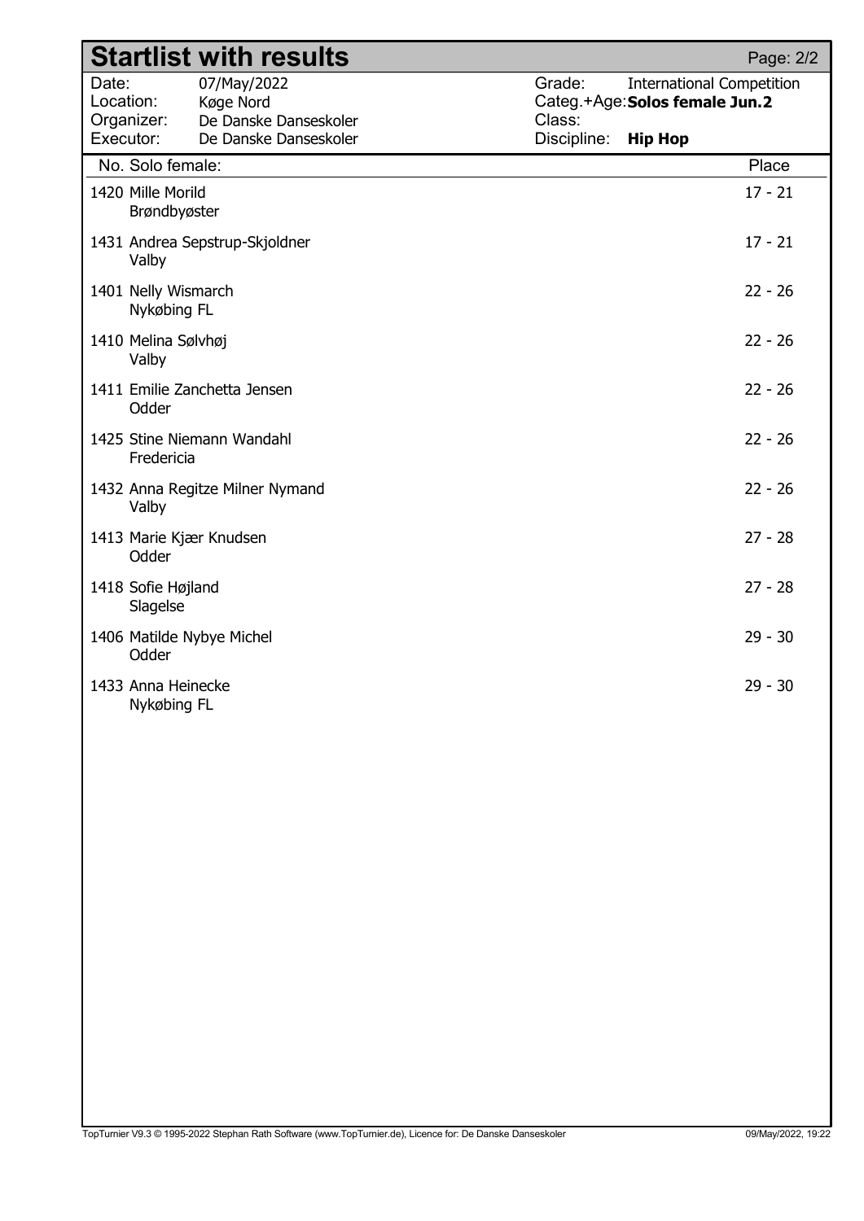# Startlist with results

| | | | |
|---|---|---|---|
| Date: | 07/May/2022 | Grade: | International Competition |
| Location: | Køge Nord | Categ.+Age: | **Solos female Jun.2** |
| Organizer: | De Danske Danseskoler | Class: | |
| Executor: | De Danske Danseskoler | Discipline: | **Hip Hop** |

| No. | Solo female: | Place |
|---|---|---|
| 1420 | Mille Morild<br>Brøndbyøster | 17 - 21 |
| 1431 | Andrea Sepstrup-Skjoldner<br>Valby | 17 - 21 |
| 1401 | Nelly Wismarch<br>Nykøbing FL | 22 - 26 |
| 1410 | Melina Sølvhøj<br>Valby | 22 - 26 |
| 1411 | Emilie Zanchetta Jensen<br>Odder | 22 - 26 |
| 1425 | Stine Niemann Wandahl<br>Fredericia | 22 - 26 |
| 1432 | Anna Regitze Milner Nymand<br>Valby | 22 - 26 |
| 1413 | Marie Kjær Knudsen<br>Odder | 27 - 28 |
| 1418 | Sofie Højland<br>Slagelse | 27 - 28 |
| 1406 | Matilde Nybye Michel<br>Odder | 29 - 30 |
| 1433 | Anna Heinecke<br>Nykøbing FL | 29 - 30 |

TopTurnier V9.3 © 1995-2022 Stephan Rath Software (www.TopTurnier.de), Licence for: De Danske Danseskoler 09/May/2022, 19:22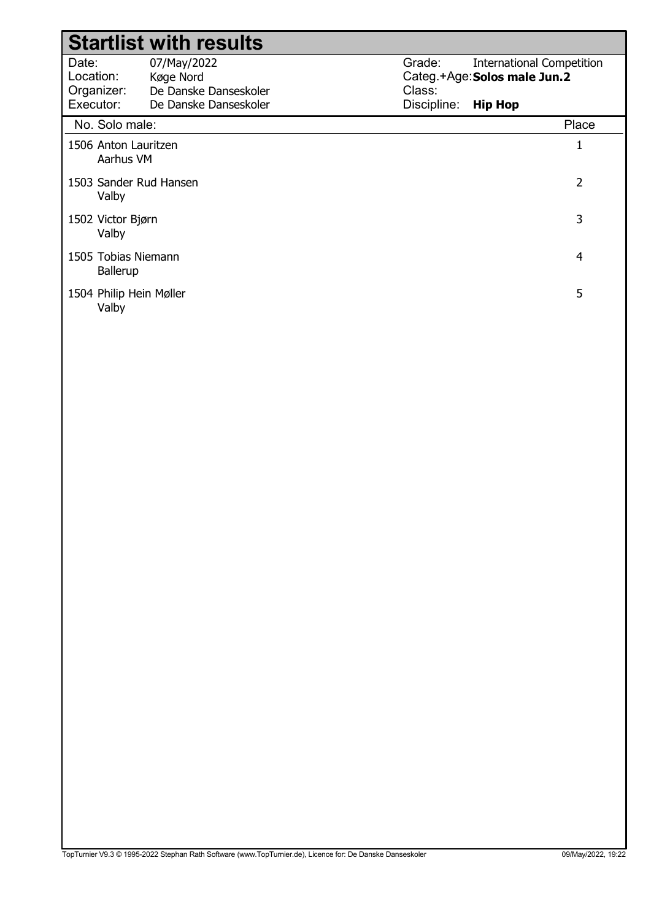# Startlist with results

| | | | |
|---|---|---|---|
| Date: | 07/May/2022 | Grade: | International Competition |
| Location: | Køge Nord | Categ.+Age: | **Solos male Jun.2** |
| Organizer: | De Danske Danseskoler | Class: | |
| Executor: | De Danske Danseskoler | Discipline: | **Hip Hop** |

| No. | Solo male: | Place |
|---|---|---|
| 1506 | Anton Lauritzen<br>Aarhus VM | 1 |
| 1503 | Sander Rud Hansen<br>Valby | 2 |
| 1502 | Victor Bjørn<br>Valby | 3 |
| 1505 | Tobias Niemann<br>Ballerup | 4 |
| 1504 | Philip Hein Møller<br>Valby | 5 |

TopTurnier V9.3 © 1995-2022 Stephan Rath Software (www.TopTurnier.de), Licence for: De Danske Danseskoler 09/May/2022, 19:22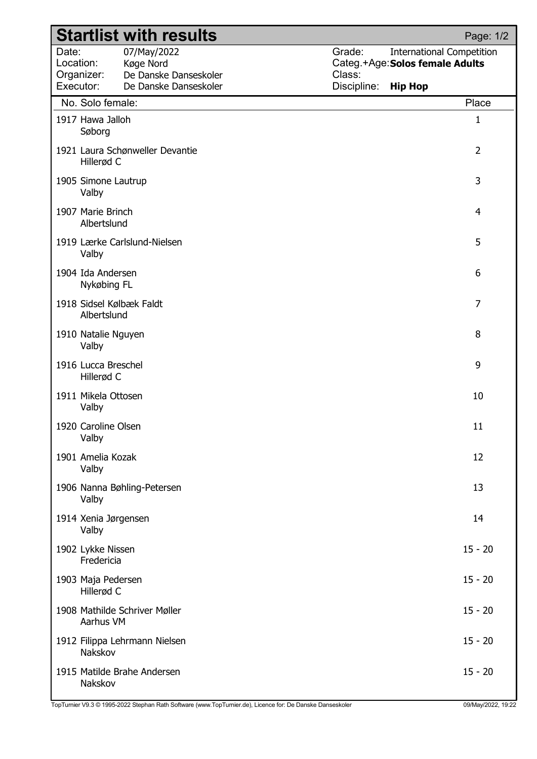# Startlist with results

| | | | |
|---|---|---|---|
| Date: | 07/May/2022 | Grade: | International Competition |
| Location: | Køge Nord | Categ.+Age: | **Solos female Adults** |
| Organizer: | De Danske Danseskoler | Class: | |
| Executor: | De Danske Danseskoler | Discipline: | **Hip Hop** |

| No. | Solo female: | Place |
|---|---|---|
| 1917 | Hawa Jalloh<br>Søborg | 1 |
| 1921 | Laura Schønweller Devantie<br>Hillerød C | 2 |
| 1905 | Simone Lautrup<br>Valby | 3 |
| 1907 | Marie Brinch<br>Albertslund | 4 |
| 1919 | Lærke Carlslund-Nielsen<br>Valby | 5 |
| 1904 | Ida Andersen<br>Nykøbing FL | 6 |
| 1918 | Sidsel Kølbæk Faldt<br>Albertslund | 7 |
| 1910 | Natalie Nguyen<br>Valby | 8 |
| 1916 | Lucca Breschel<br>Hillerød C | 9 |
| 1911 | Mikela Ottosen<br>Valby | 10 |
| 1920 | Caroline Olsen<br>Valby | 11 |
| 1901 | Amelia Kozak<br>Valby | 12 |
| 1906 | Nanna Bøhling-Petersen<br>Valby | 13 |
| 1914 | Xenia Jørgensen<br>Valby | 14 |
| 1902 | Lykke Nissen<br>Fredericia | 15 - 20 |
| 1903 | Maja Pedersen<br>Hillerød C | 15 - 20 |
| 1908 | Mathilde Schriver Møller<br>Aarhus VM | 15 - 20 |
| 1912 | Filippa Lehrmann Nielsen<br>Nakskov | 15 - 20 |
| 1915 | Matilde Brahe Andersen<br>Nakskov | 15 - 20 |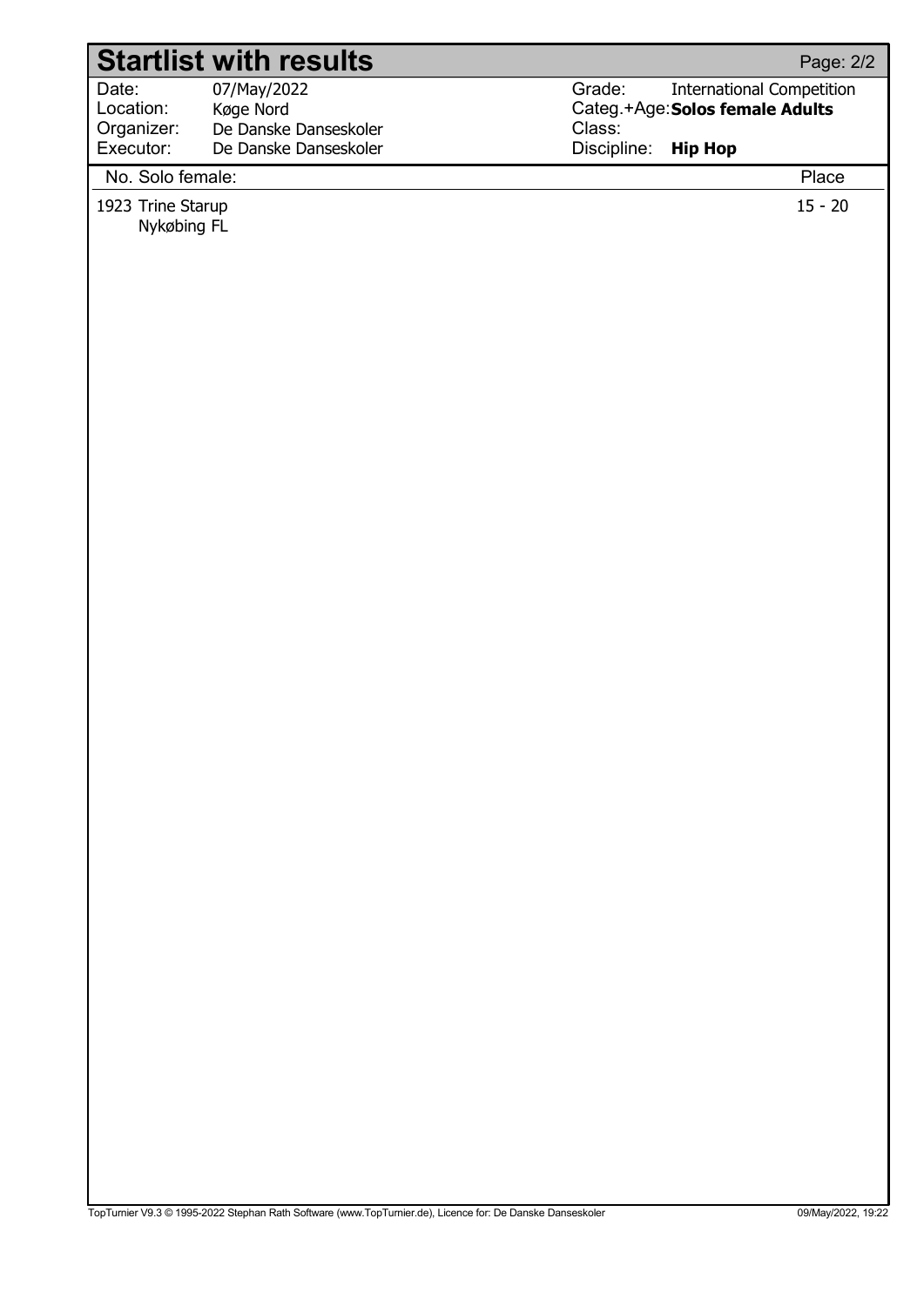# Startlist with results

| | | | |
|---|---|---|---|
| Date: | 07/May/2022 | Grade: | International Competition |
| Location: | Køge Nord | Categ.+Age: | **Solos female Adults** |
| Organizer: | De Danske Danseskoler | Class: | |
| Executor: | De Danske Danseskoler | Discipline: | **Hip Hop** |

| No. Solo female: | Place |
|---|---|
| 1923 Trine Starup<br>Nykøbing FL | 15 - 20 |

TopTurnier V9.3 © 1995-2022 Stephan Rath Software (www.TopTurnier.de), Licence for: De Danske Danseskoler — 09/May/2022, 19:22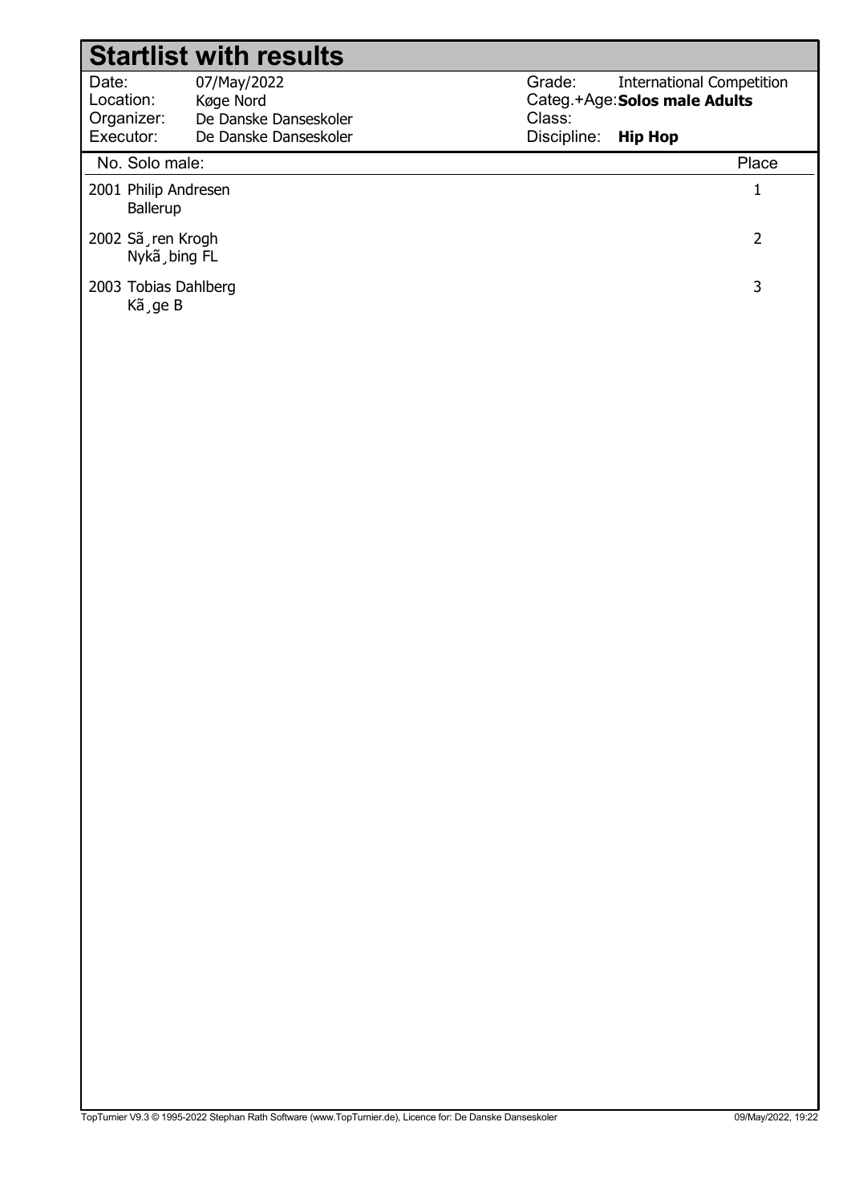# Startlist with results

| | | | |
|---|---|---|---|
| Date: | 07/May/2022 | Grade: | International Competition |
| Location: | Køge Nord | Categ.+Age: | **Solos male Adults** |
| Organizer: | De Danske Danseskoler | Class: | |
| Executor: | De Danske Danseskoler | Discipline: | **Hip Hop** |

| No. | Solo male: | Place |
|---|---|---|
| 2001 | Philip Andresen<br>Ballerup | 1 |
| 2002 | Sã¸ren Krogh<br>Nykã¸bing FL | 2 |
| 2003 | Tobias Dahlberg<br>Kã¸ge B | 3 |

TopTurnier V9.3 © 1995-2022 Stephan Rath Software (www.TopTurnier.de), Licence for: De Danske Danseskoler 09/May/2022, 19:22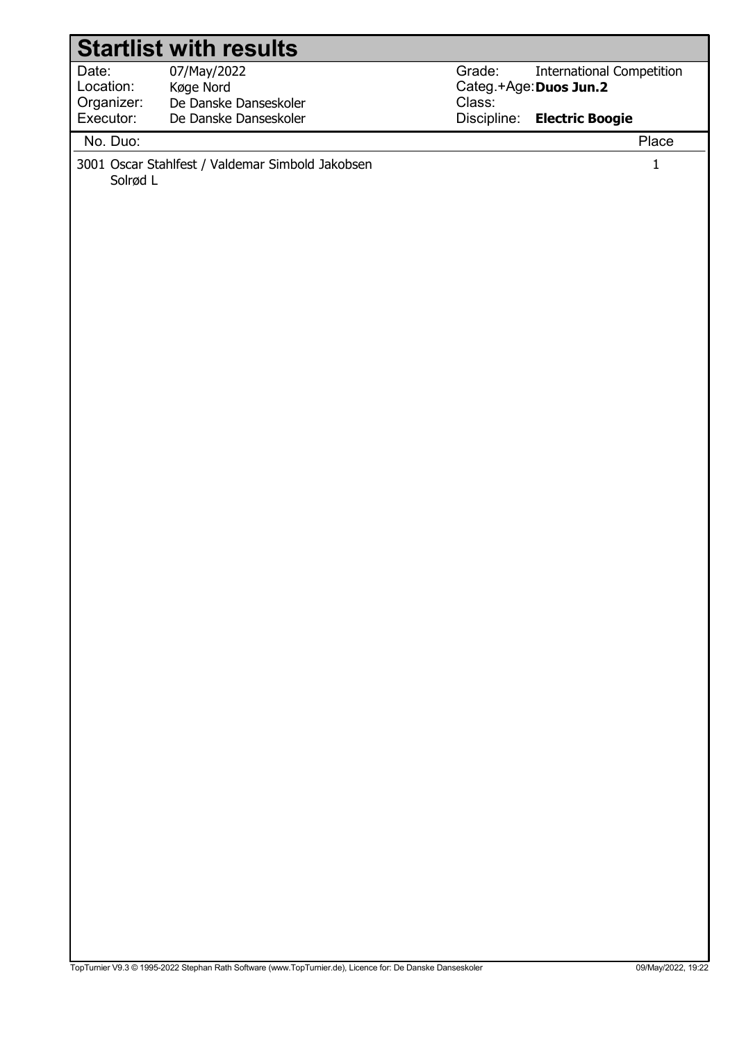# Startlist with results

| | | | |
|---|---|---|---|
| Date: | 07/May/2022 | Grade: | International Competition |
| Location: | Køge Nord | Categ.+Age: | **Duos Jun.2** |
| Organizer: | De Danske Danseskoler | Class: | |
| Executor: | De Danske Danseskoler | Discipline: | **Electric Boogie** |

| No. Duo: | Place |
|---|---|
| 3001 Oscar Stahlfest / Valdemar Simbold Jakobsen<br>Solrød L | 1 |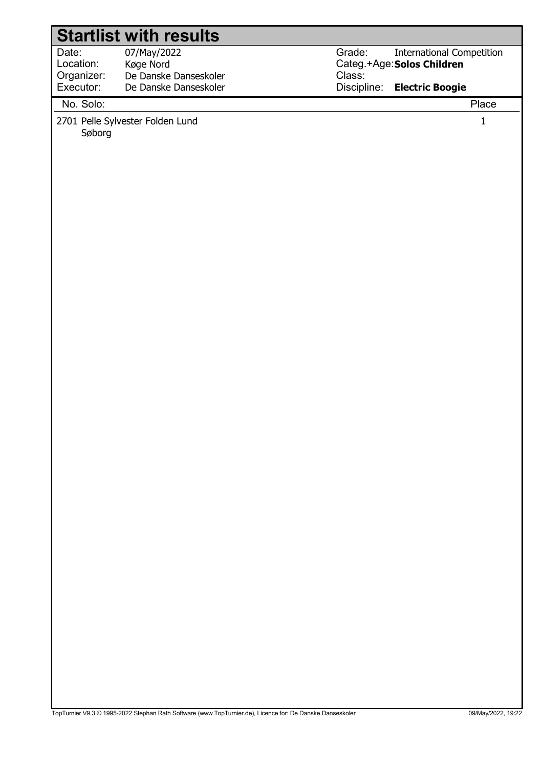# Startlist with results

| | | | |
|---|---|---|---|
| Date: | 07/May/2022 | Grade: | International Competition |
| Location: | Køge Nord | Categ.+Age: | **Solos Children** |
| Organizer: | De Danske Danseskoler | Class: | |
| Executor: | De Danske Danseskoler | Discipline: | **Electric Boogie** |

| No. Solo: | Place |
|---|---|
| 2701 Pelle Sylvester Folden Lund<br>Søborg | 1 |

TopTurnier V9.3 © 1995-2022 Stephan Rath Software (www.TopTurnier.de), Licence for: De Danske Danseskoler 09/May/2022, 19:22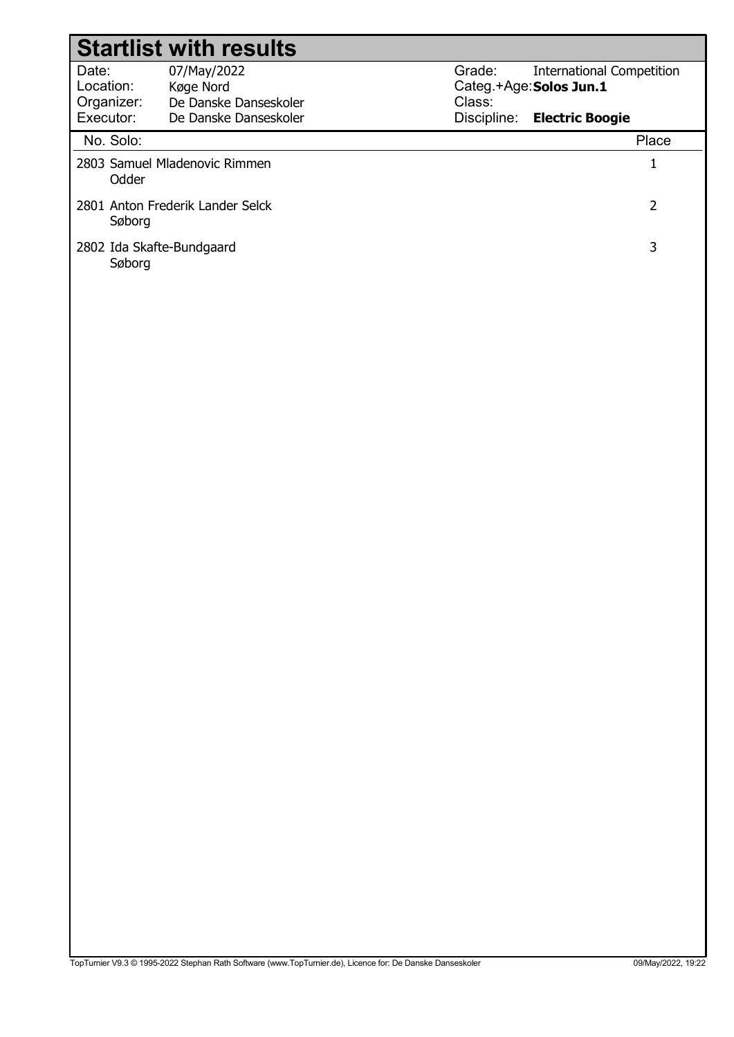# Startlist with results

| | | | |
|---|---|---|---|
| Date: | 07/May/2022 | Grade: | International Competition |
| Location: | Køge Nord | Categ.+Age: | **Solos Jun.1** |
| Organizer: | De Danske Danseskoler | Class: | |
| Executor: | De Danske Danseskoler | Discipline: | **Electric Boogie** |

| No. | Solo: | Place |
|---|---|---|
| 2803 | Samuel Mladenovic Rimmen<br>Odder | 1 |
| 2801 | Anton Frederik Lander Selck<br>Søborg | 2 |
| 2802 | Ida Skafte-Bundgaard<br>Søborg | 3 |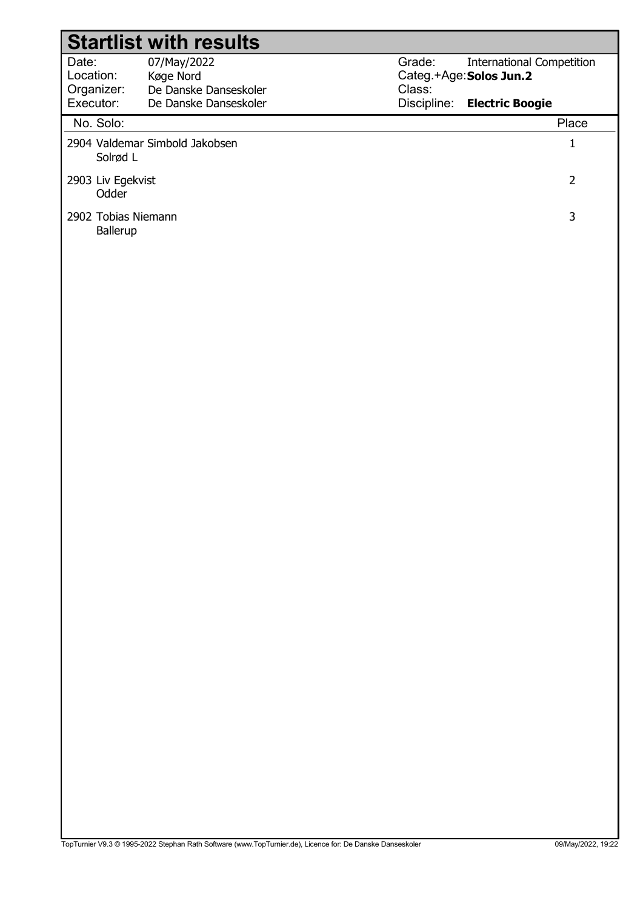# Startlist with results

| | | | |
|---|---|---|---|
| Date: | 07/May/2022 | Grade: | International Competition |
| Location: | Køge Nord | Categ.+Age: | **Solos Jun.2** |
| Organizer: | De Danske Danseskoler | Class: | |
| Executor: | De Danske Danseskoler | Discipline: | **Electric Boogie** |

| No. Solo: | Place |
|---|---|
| 2904 Valdemar Simbold Jakobsen<br>Solrød L | 1 |
| 2903 Liv Egekvist<br>Odder | 2 |
| 2902 Tobias Niemann<br>Ballerup | 3 |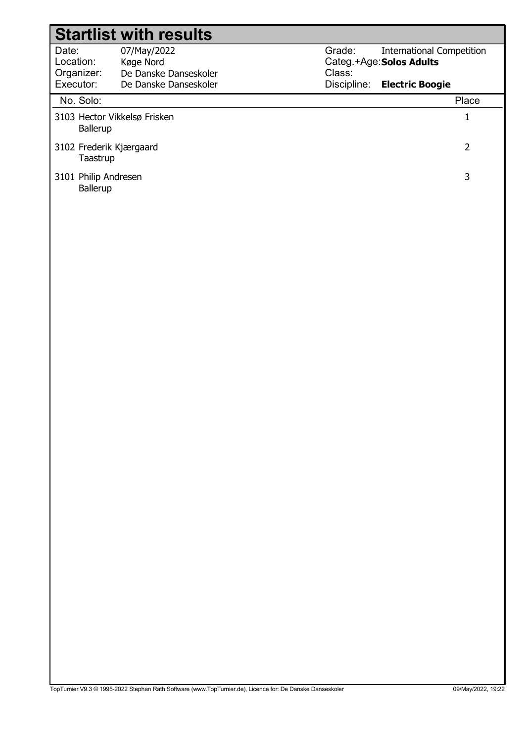# Startlist with results

| | | | |
|---|---|---|---|
| Date: | 07/May/2022 | Grade: | International Competition |
| Location: | Køge Nord | Categ.+Age: | **Solos Adults** |
| Organizer: | De Danske Danseskoler | Class: | |
| Executor: | De Danske Danseskoler | Discipline: | **Electric Boogie** |

| No. | Solo: | Place |
|---|---|---|
| 3103 | Hector Vikkelsø Frisken<br>Ballerup | 1 |
| 3102 | Frederik Kjærgaard<br>Taastrup | 2 |
| 3101 | Philip Andresen<br>Ballerup | 3 |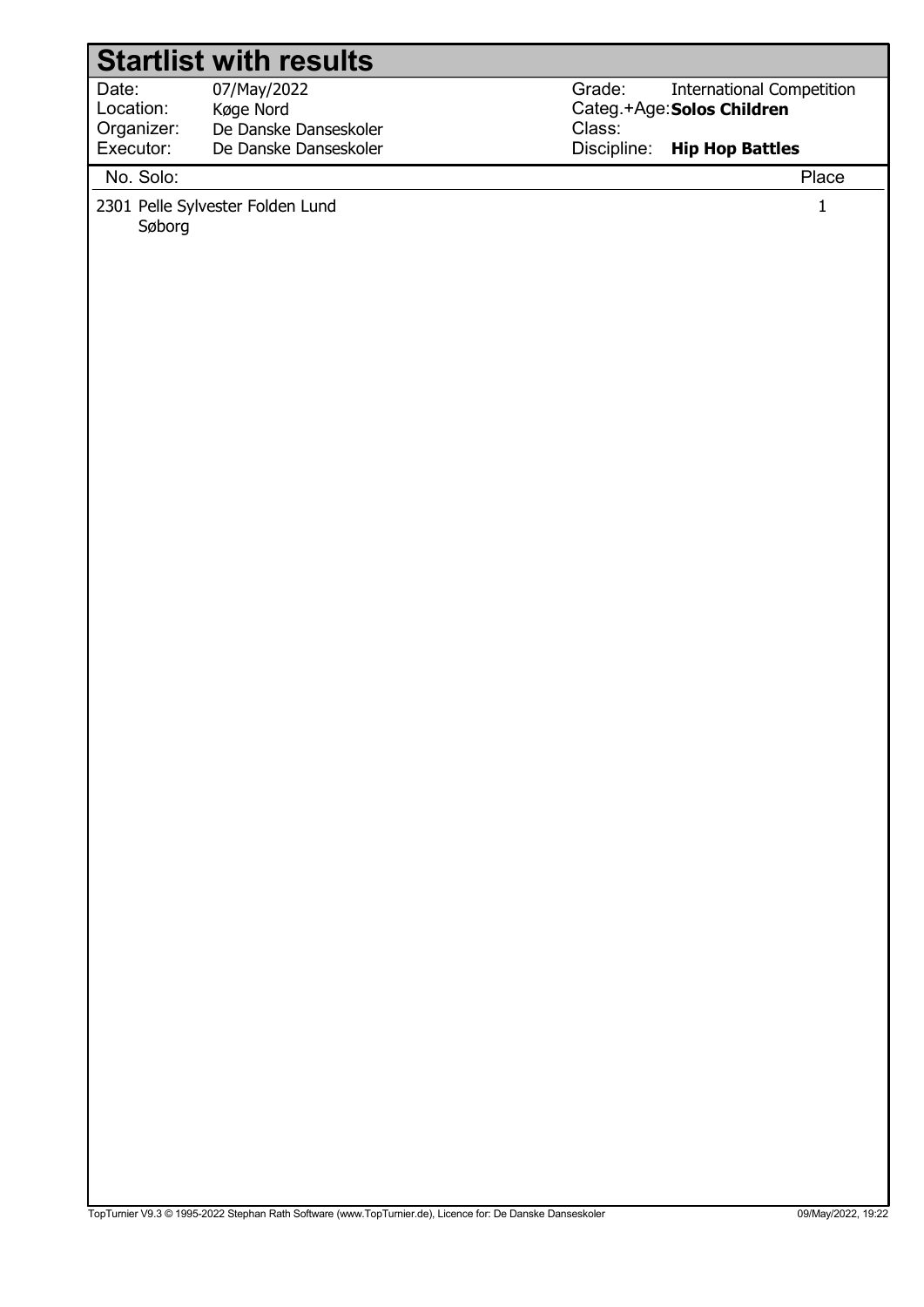# Startlist with results

| | | | |
|---|---|---|---|
| Date: | 07/May/2022 | Grade: | International Competition |
| Location: | Køge Nord | Categ.+Age: | **Solos Children** |
| Organizer: | De Danske Danseskoler | Class: | |
| Executor: | De Danske Danseskoler | Discipline: | **Hip Hop Battles** |

| No. Solo: | Place |
|---|---|
| 2301 Pelle Sylvester Folden Lund<br>Søborg | 1 |

TopTurnier V9.3 © 1995-2022 Stephan Rath Software (www.TopTurnier.de), Licence for: De Danske Danseskoler 09/May/2022, 19:22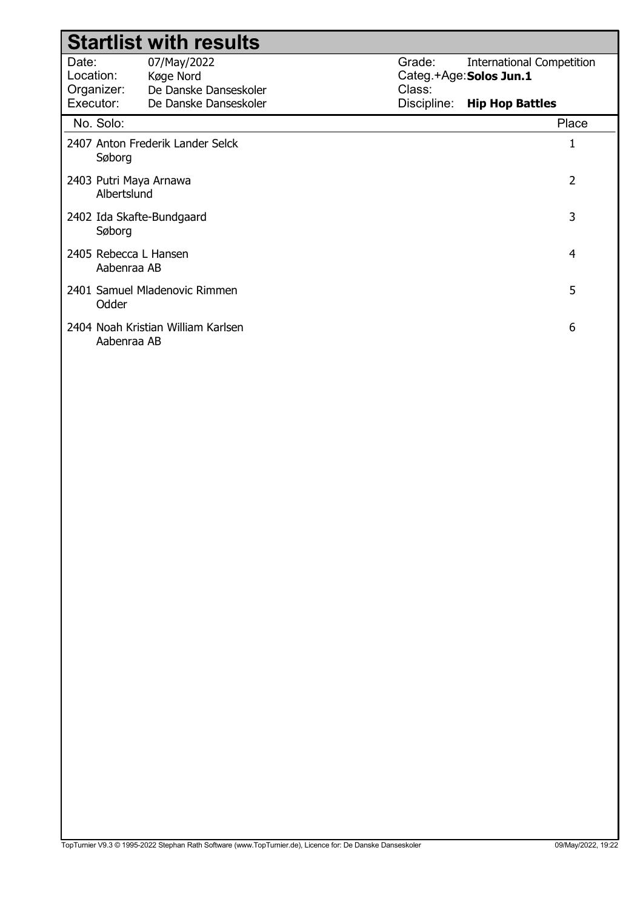# Startlist with results

| | | | |
|---|---|---|---|
| Date: | 07/May/2022 | Grade: | International Competition |
| Location: | Køge Nord | Categ.+Age: | **Solos Jun.1** |
| Organizer: | De Danske Danseskoler | Class: | |
| Executor: | De Danske Danseskoler | Discipline: | **Hip Hop Battles** |

| No. | Solo: | Place |
|---|---|---|
| 2407 | Anton Frederik Lander Selck<br>Søborg | 1 |
| 2403 | Putri Maya Arnawa<br>Albertslund | 2 |
| 2402 | Ida Skafte-Bundgaard<br>Søborg | 3 |
| 2405 | Rebecca L Hansen<br>Aabenraa AB | 4 |
| 2401 | Samuel Mladenovic Rimmen<br>Odder | 5 |
| 2404 | Noah Kristian William Karlsen<br>Aabenraa AB | 6 |

TopTurnier V9.3 © 1995-2022 Stephan Rath Software (www.TopTurnier.de), Licence for: De Danske Danseskoler 09/May/2022, 19:22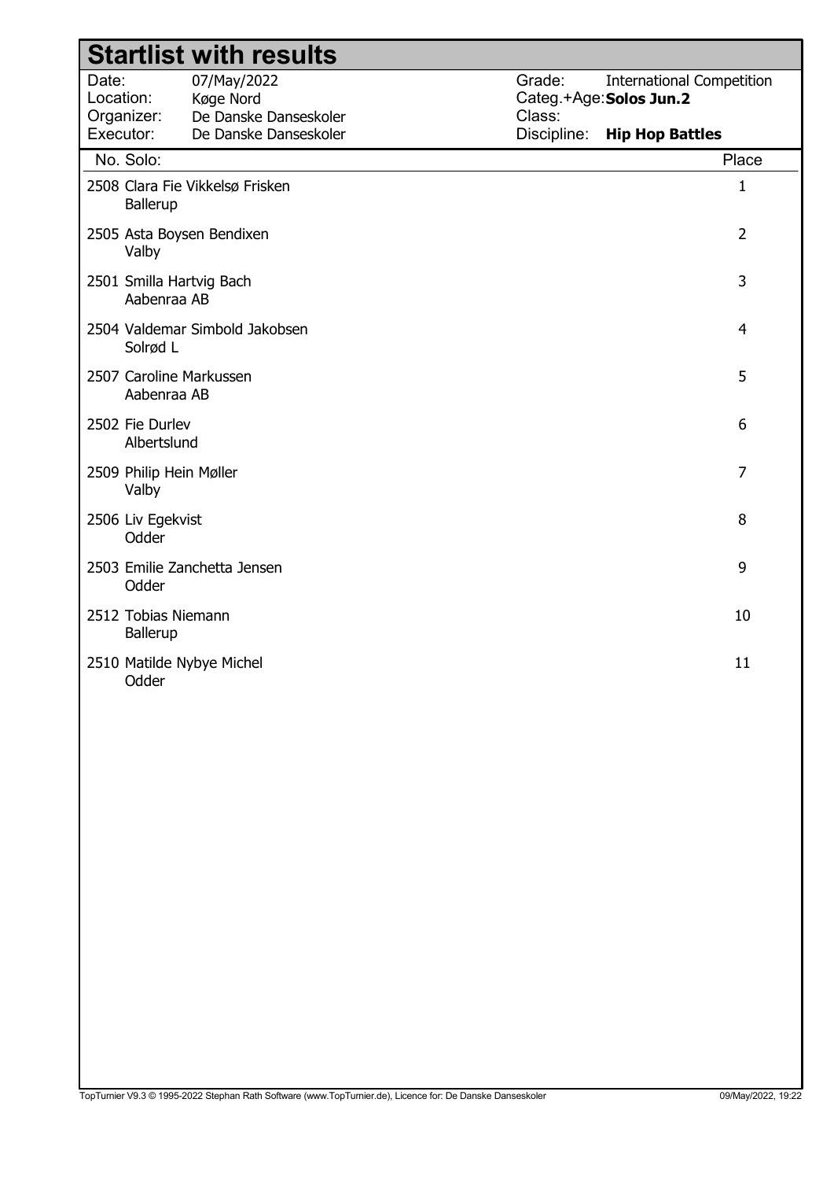# Startlist with results

| | | | |
|---|---|---|---|
| Date: | 07/May/2022 | Grade: | International Competition |
| Location: | Køge Nord | Categ.+Age: | **Solos Jun.2** |
| Organizer: | De Danske Danseskoler | Class: | |
| Executor: | De Danske Danseskoler | Discipline: | **Hip Hop Battles** |

| No. | Solo: | Place |
|---|---|---|
| 2508 | Clara Fie Vikkelsø Frisken<br>Ballerup | 1 |
| 2505 | Asta Boysen Bendixen<br>Valby | 2 |
| 2501 | Smilla Hartvig Bach<br>Aabenraa AB | 3 |
| 2504 | Valdemar Simbold Jakobsen<br>Solrød L | 4 |
| 2507 | Caroline Markussen<br>Aabenraa AB | 5 |
| 2502 | Fie Durlev<br>Albertslund | 6 |
| 2509 | Philip Hein Møller<br>Valby | 7 |
| 2506 | Liv Egekvist<br>Odder | 8 |
| 2503 | Emilie Zanchetta Jensen<br>Odder | 9 |
| 2512 | Tobias Niemann<br>Ballerup | 10 |
| 2510 | Matilde Nybye Michel<br>Odder | 11 |

TopTurnier V9.3 © 1995-2022 Stephan Rath Software (www.TopTurnier.de), Licence for: De Danske Danseskoler 09/May/2022, 19:22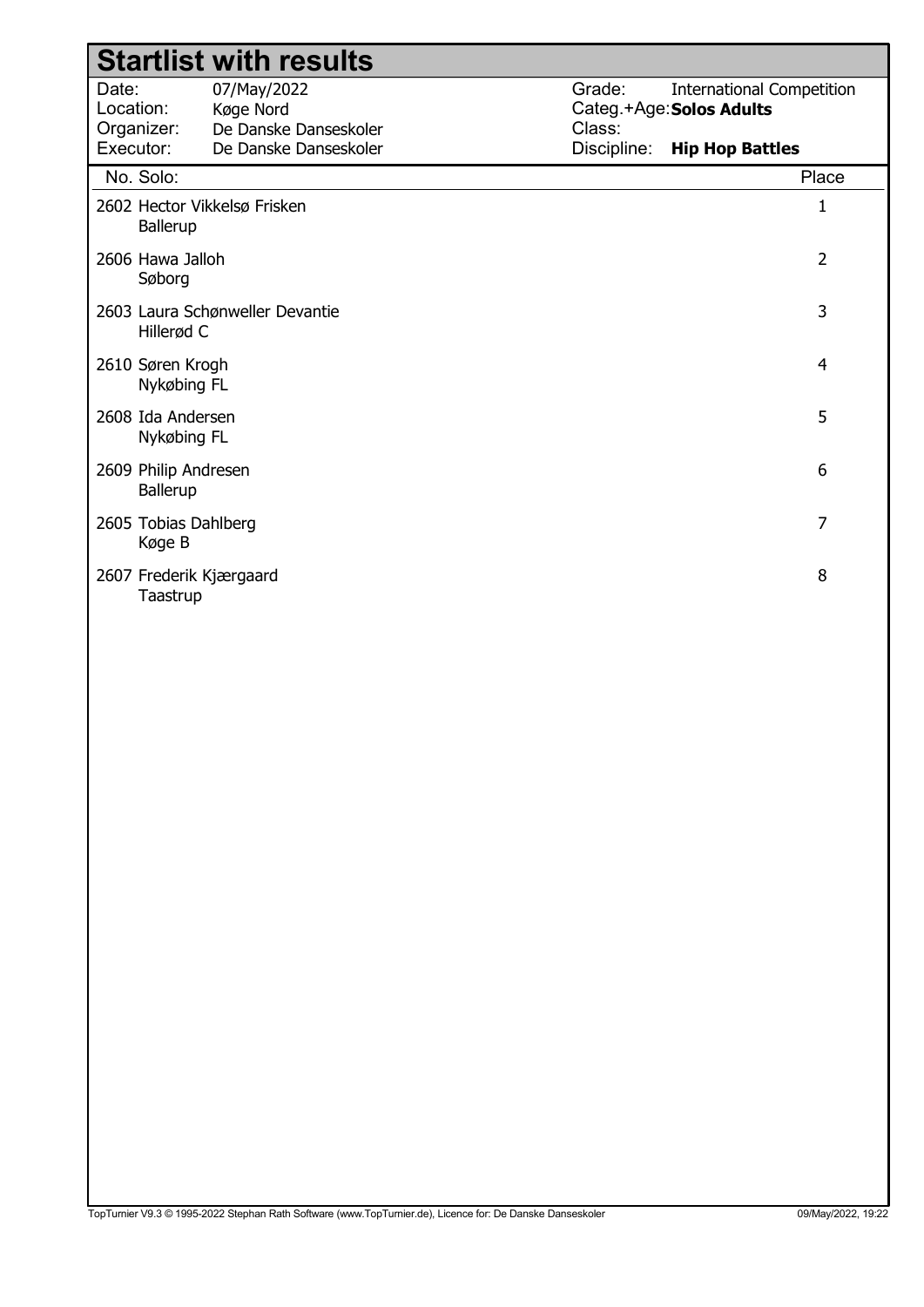# Startlist with results

| | | | |
|---|---|---|---|
| Date: | 07/May/2022 | Grade: | International Competition |
| Location: | Køge Nord | Categ.+Age: | **Solos Adults** |
| Organizer: | De Danske Danseskoler | Class: | |
| Executor: | De Danske Danseskoler | Discipline: | **Hip Hop Battles** |

| No. | Solo: | Place |
|---|---|---|
| 2602 | Hector Vikkelsø Frisken<br>Ballerup | 1 |
| 2606 | Hawa Jalloh<br>Søborg | 2 |
| 2603 | Laura Schønweller Devantie<br>Hillerød C | 3 |
| 2610 | Søren Krogh<br>Nykøbing FL | 4 |
| 2608 | Ida Andersen<br>Nykøbing FL | 5 |
| 2609 | Philip Andresen<br>Ballerup | 6 |
| 2605 | Tobias Dahlberg<br>Køge B | 7 |
| 2607 | Frederik Kjærgaard<br>Taastrup | 8 |

TopTurnier V9.3 © 1995-2022 Stephan Rath Software (www.TopTurnier.de), Licence for: De Danske Danseskoler — 09/May/2022, 19:22